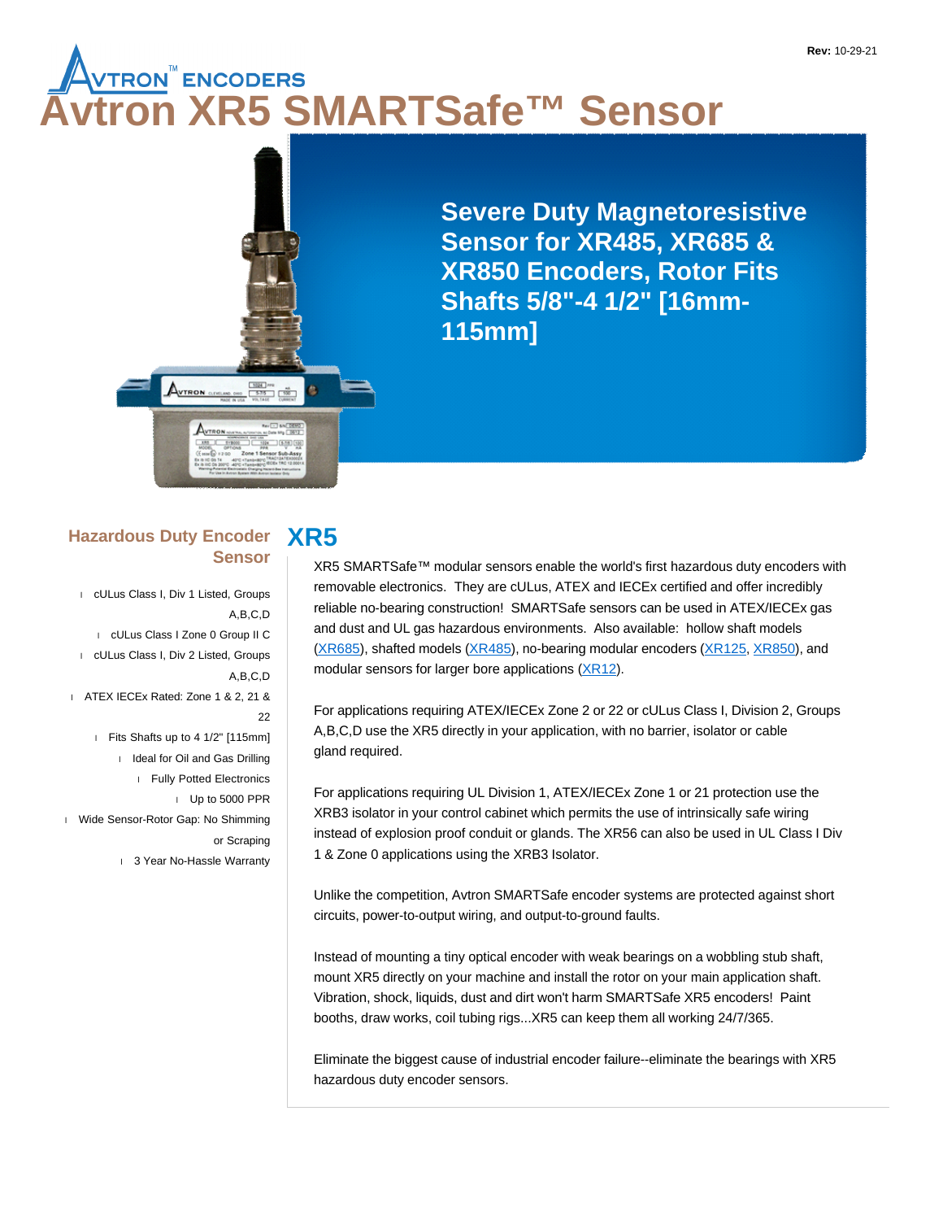# Avtron XR5 SMARTSafe™ Sensor

**Severe Duty Magnetoresistive Sensor for XR485, XR685 & XR850 Encoders, Rotor Fits Shafts 5/8"-4 1/2" [16mm-115mm]**

## Hazardous Duty Encoder Sensor

- cULus Class I, Div 1 Listed, Groups A,B,C,D
- cULus Class I Zone 0 Group II C
- cULus Class I, Div 2 Listed, Groups A,B,C,D
- ATEX IECEx Rated: Zone 1 & 2, 21 & 22
- Fits Shafts up to 4 1/2" [115mm]
- Ideal for Oil and Gas Drilling
- Fully Potted Electronics
- Up to 5000 PPR
- Wide Sensor-Rotor Gap: No Shimming or Scraping
- 3 Year No-Hassle Warranty

## XR5

XR5 SMARTSafe™ modular sensors enable the world's first hazardous duty encoders with removable electronics. They are cULus, ATEX and IECEx certified and offer incredibly reliable no-bearing construction! SMARTSafe sensors can be used in ATEX/IECEx gas and dust and UL gas hazardous environments. Also available: hollow shaft models (XR685), shafted models (XR485), no-bearing modular encoders (XR125, XR850), and modular sensors for larger bore applications (XR12).

For applications requiring ATEX/IECEx Zone 2 or 22 or cULus Class I, Division 2, Groups A,B,C,D use the XR5 directly in your application, with no barrier, isolator or cable gland required.

For applications requiring UL Division 1, ATEX/IECEx Zone 1 or 21 protection use the XRB3 isolator in your control cabinet which permits the use of intrinsically safe wiring instead of explosion proof conduit or glands. The XR56 can also be used in UL Class I Div 1 & Zone 0 applications using the XRB3 Isolator.

Unlike the competition, Avtron SMARTSafe encoder systems are protected against short circuits, power-to-output wiring, and output-to-ground faults.

Instead of mounting a tiny optical encoder with weak bearings on a wobbling stub shaft, mount XR5 directly on your machine and install the rotor on your main application shaft. Vibration, shock, liquids, dust and dirt won't harm SMARTSafe XR5 encoders! Paint booths, draw works, coil tubing rigs...XR5 can keep them all working 24/7/365.

Eliminate the biggest cause of industrial encoder failure--eliminate the bearings with XR5 hazardous duty encoder sensors.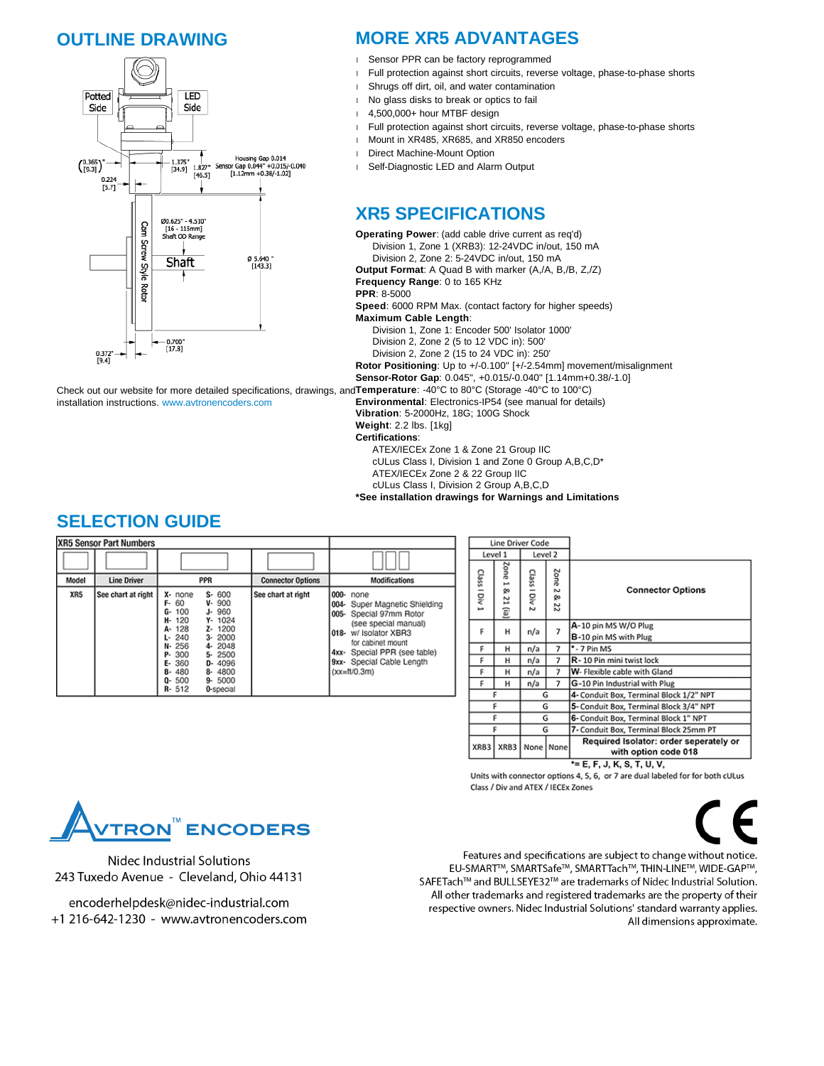## OUTLINE DRAWING

Potted Side

LED Side

(0.365" [9.3])

0.224 [5.7]

1.375" [34.9]

1.827" [46.5]

Housing Gap 0.014

Sensor Gap 0.044" +0.015/-0.040 [1.12mm +0.38/-1.02]

Ø0.625" - 4.510" [16 - 115mm] Shaft OD Range

Shaft

Cam Screw Style Rotor

Ø 5.640" [143.3]

0.700" [17.8]

0.372" [9.4]

Check out our website for more detailed specifications, drawings, and installation instructions. www.avtronencoders.com

## MORE XR5 ADVANTAGES

- Sensor PPR can be factory reprogrammed
- Full protection against short circuits, reverse voltage, phase-to-phase shorts
- Shrugs off dirt, oil, and water contamination
- No glass disks to break or optics to fail
- 4,500,000+ hour MTBF design
- Full protection against short circuits, reverse voltage, phase-to-phase shorts
- Mount in XR485, XR685, and XR850 encoders
- Direct Machine-Mount Option
- Self-Diagnostic LED and Alarm Output

## XR5 SPECIFICATIONS

**Operating Power**: (add cable drive current as req'd)
 Division 1, Zone 1 (XRB3): 12-24VDC in/out, 150 mA
 Division 2, Zone 2: 5-24VDC in/out, 150 mA
**Output Format**: A Quad B with marker (A,/A, B,/B, Z,/Z)
**Frequency Range**: 0 to 165 KHz
**PPR**: 8-5000
**Speed**: 6000 RPM Max. (contact factory for higher speeds)
**Maximum Cable Length**:
 Division 1, Zone 1: Encoder 500' Isolator 1000'
 Division 2, Zone 2 (5 to 12 VDC in): 500'
 Division 2, Zone 2 (15 to 24 VDC in): 250'
**Rotor Positioning**: Up to +/-0.100" [+/-2.54mm] movement/misalignment
**Sensor-Rotor Gap**: 0.045", +0.015/-0.040" [1.14mm+0.38/-1.0]
**Temperature**: -40°C to 80°C (Storage -40°C to 100°C)
**Environmental**: Electronics-IP54 (see manual for details)
**Vibration**: 5-2000Hz, 18G; 100G Shock
**Weight**: 2.2 lbs. [1kg]
**Certifications**:
 ATEX/IECEx Zone 1 & Zone 21 Group IIC
 cULus Class I, Division 1 and Zone 0 Group A,B,C,D*
 ATEX/IECEx Zone 2 & 22 Group IIC
 cULus Class I, Division 2 Group A,B,C,D
***See installation drawings for Warnings and Limitations**

## SELECTION GUIDE

**XR5 Sensor Part Numbers**

| Model | Line Driver | PPR | Connector Options | Modifications |
|---|---|---|---|---|
| XR5 | See chart at right | X- none, F- 60, G- 100, H- 120, A- 128, L- 240, N- 256, P- 300, E- 360, B- 480, Q- 500, R- 512, S- 600, V- 900, J- 960, Y- 1024, Z- 1200, 3- 2000, 4- 2048, 5- 2500, D- 4096, 8- 4800, 9- 5000, 0-special | See chart at right | 000- none<br>004- Super Magnetic Shielding<br>005- Special 97mm Rotor (see special manual)<br>018- w/ Isolator XBR3 for cabinet mount<br>4xx- Special PPR (see table)<br>9xx- Special Cable Length (xx=ft/0.3m) |

| Line Driver Code | | | | |
|---|---|---|---|---|
| Level 1 | | Level 2 | | |
| Class I Div 1 | Zone 1 & 21 (ia) | Class I Div 2 | Zone 2 & 22 | Connector Options |
| F | H | n/a | 7 | A-10 pin MS W/O Plug<br>B-10 pin MS with Plug |
| F | H | n/a | 7 | *- 7 Pin MS |
| F | H | n/a | 7 | R- 10 Pin mini twist lock |
| F | H | n/a | 7 | W- Flexible cable with Gland |
| F | H | n/a | 7 | G-10 Pin Industrial with Plug |
| F | | G | | 4- Conduit Box, Terminal Block 1/2" NPT |
| F | | G | | 5- Conduit Box, Terminal Block 3/4" NPT |
| F | | G | | 6- Conduit Box, Terminal Block 1" NPT |
| F | | G | | 7- Conduit Box, Terminal Block 25mm PT |
| XRB3 | XRB3 | None | None | Required Isolator: order seperately or with option code 018 |

*= E, F, J, K, S, T, U, V,

Units with connector options 4, 5, 6, or 7 are dual labeled for for both cULus Class / Div and ATEX / IECEx Zones

AVTRON™ ENCODERS

Nidec Industrial Solutions
243 Tuxedo Avenue - Cleveland, Ohio 44131

encoderhelpdesk@nidec-industrial.com
+1 216-642-1230 - www.avtronencoders.com

CE

Features and specifications are subject to change without notice.
EU-SMART™, SMARTSafe™, SMARTTach™, THIN-LINE™, WIDE-GAP™, SAFETach™ and BULLSEYE32™ are trademarks of Nidec Industrial Solution.
All other trademarks and registered trademarks are the property of their respective owners. Nidec Industrial Solutions' standard warranty applies.
All dimensions approximate.